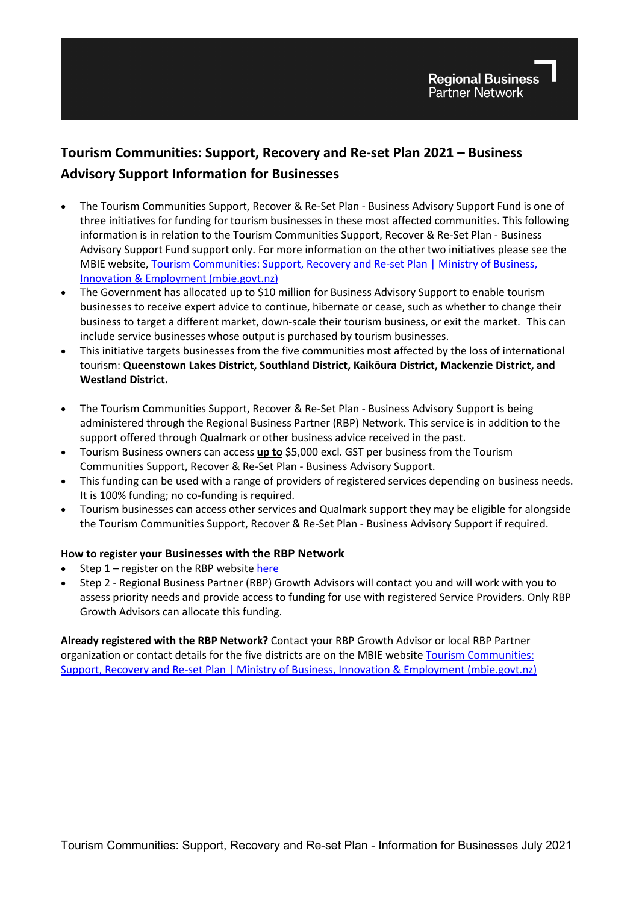Regional Business
Partner Network

# Tourism Communities: Support, Recovery and Re-set Plan 2021 – Business Advisory Support Information for Businesses

- The Tourism Communities Support, Recover & Re-Set Plan - Business Advisory Support Fund is one of three initiatives for funding for tourism businesses in these most affected communities. This following information is in relation to the Tourism Communities Support, Recover & Re-Set Plan - Business Advisory Support Fund support only. For more information on the other two initiatives please see the MBIE website, [Tourism Communities: Support, Recovery and Re-set Plan | Ministry of Business, Innovation & Employment (mbie.govt.nz)]
- The Government has allocated up to $10 million for Business Advisory Support to enable tourism businesses to receive expert advice to continue, hibernate or cease, such as whether to change their business to target a different market, down-scale their tourism business, or exit the market. This can include service businesses whose output is purchased by tourism businesses.
- This initiative targets businesses from the five communities most affected by the loss of international tourism: **Queenstown Lakes District, Southland District, Kaikōura District, Mackenzie District, and Westland District.**

- The Tourism Communities Support, Recover & Re-Set Plan - Business Advisory Support is being administered through the Regional Business Partner (RBP) Network. This service is in addition to the support offered through Qualmark or other business advice received in the past.
- Tourism Business owners can access **up to** $5,000 excl. GST per business from the Tourism Communities Support, Recover & Re-Set Plan - Business Advisory Support.
- This funding can be used with a range of providers of registered services depending on business needs. It is 100% funding; no co-funding is required.
- Tourism businesses can access other services and Qualmark support they may be eligible for alongside the Tourism Communities Support, Recover & Re-Set Plan - Business Advisory Support if required.

### How to register your Businesses with the RBP Network

- Step 1 – register on the RBP website [here]
- Step 2 - Regional Business Partner (RBP) Growth Advisors will contact you and will work with you to assess priority needs and provide access to funding for use with registered Service Providers. Only RBP Growth Advisors can allocate this funding.

**Already registered with the RBP Network?** Contact your RBP Growth Advisor or local RBP Partner organization or contact details for the five districts are on the MBIE website [Tourism Communities: Support, Recovery and Re-set Plan | Ministry of Business, Innovation & Employment (mbie.govt.nz)]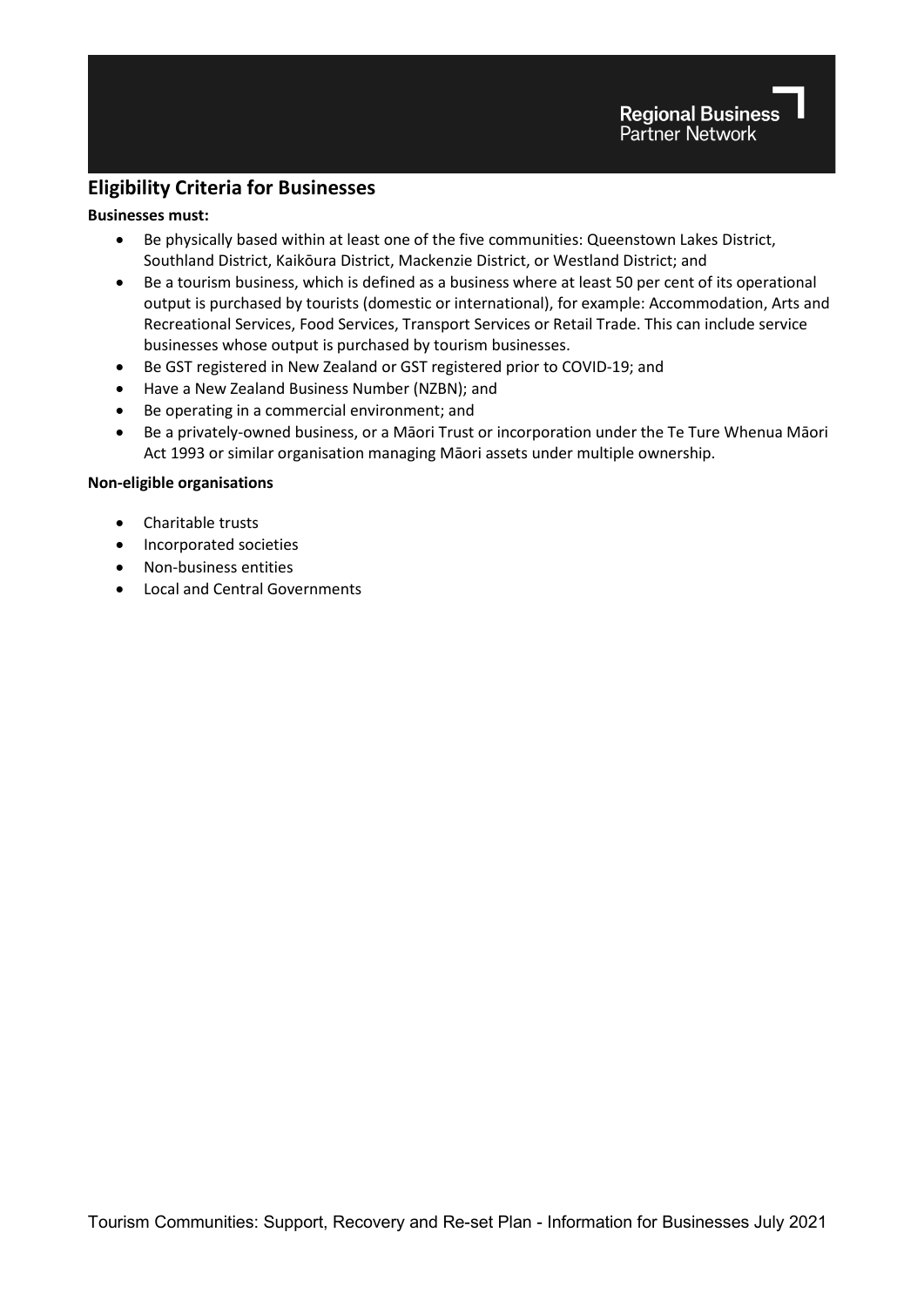## Eligibility Criteria for Businesses

**Businesses must:**

- Be physically based within at least one of the five communities: Queenstown Lakes District, Southland District, Kaikōura District, Mackenzie District, or Westland District; and
- Be a tourism business, which is defined as a business where at least 50 per cent of its operational output is purchased by tourists (domestic or international), for example: Accommodation, Arts and Recreational Services, Food Services, Transport Services or Retail Trade. This can include service businesses whose output is purchased by tourism businesses.
- Be GST registered in New Zealand or GST registered prior to COVID-19; and
- Have a New Zealand Business Number (NZBN); and
- Be operating in a commercial environment; and
- Be a privately-owned business, or a Māori Trust or incorporation under the Te Ture Whenua Māori Act 1993 or similar organisation managing Māori assets under multiple ownership.

**Non-eligible organisations**

- Charitable trusts
- Incorporated societies
- Non-business entities
- Local and Central Governments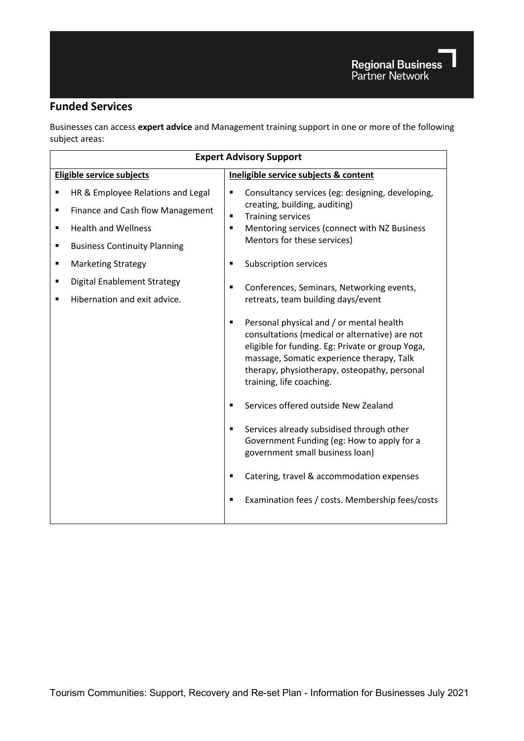## Funded Services

Businesses can access **expert advice** and Management training support in one or more of the following subject areas:

| Expert Advisory Support | |
|---|---|
| **Eligible service subjects** | **Ineligible service subjects & content** |
| ▪ HR & Employee Relations and Legal<br>▪ Finance and Cash flow Management<br>▪ Health and Wellness<br>▪ Business Continuity Planning<br>▪ Marketing Strategy<br>▪ Digital Enablement Strategy<br>▪ Hibernation and exit advice. | ▪ Consultancy services (eg: designing, developing, creating, building, auditing)<br>▪ Training services<br>▪ Mentoring services (connect with NZ Business Mentors for these services)<br>▪ Subscription services<br>▪ Conferences, Seminars, Networking events, retreats, team building days/event<br>▪ Personal physical and / or mental health consultations (medical or alternative) are not eligible for funding. Eg: Private or group Yoga, massage, Somatic experience therapy, Talk therapy, physiotherapy, osteopathy, personal training, life coaching.<br>▪ Services offered outside New Zealand<br>▪ Services already subsidised through other Government Funding (eg: How to apply for a government small business loan)<br>▪ Catering, travel & accommodation expenses<br>▪ Examination fees / costs. Membership fees/costs |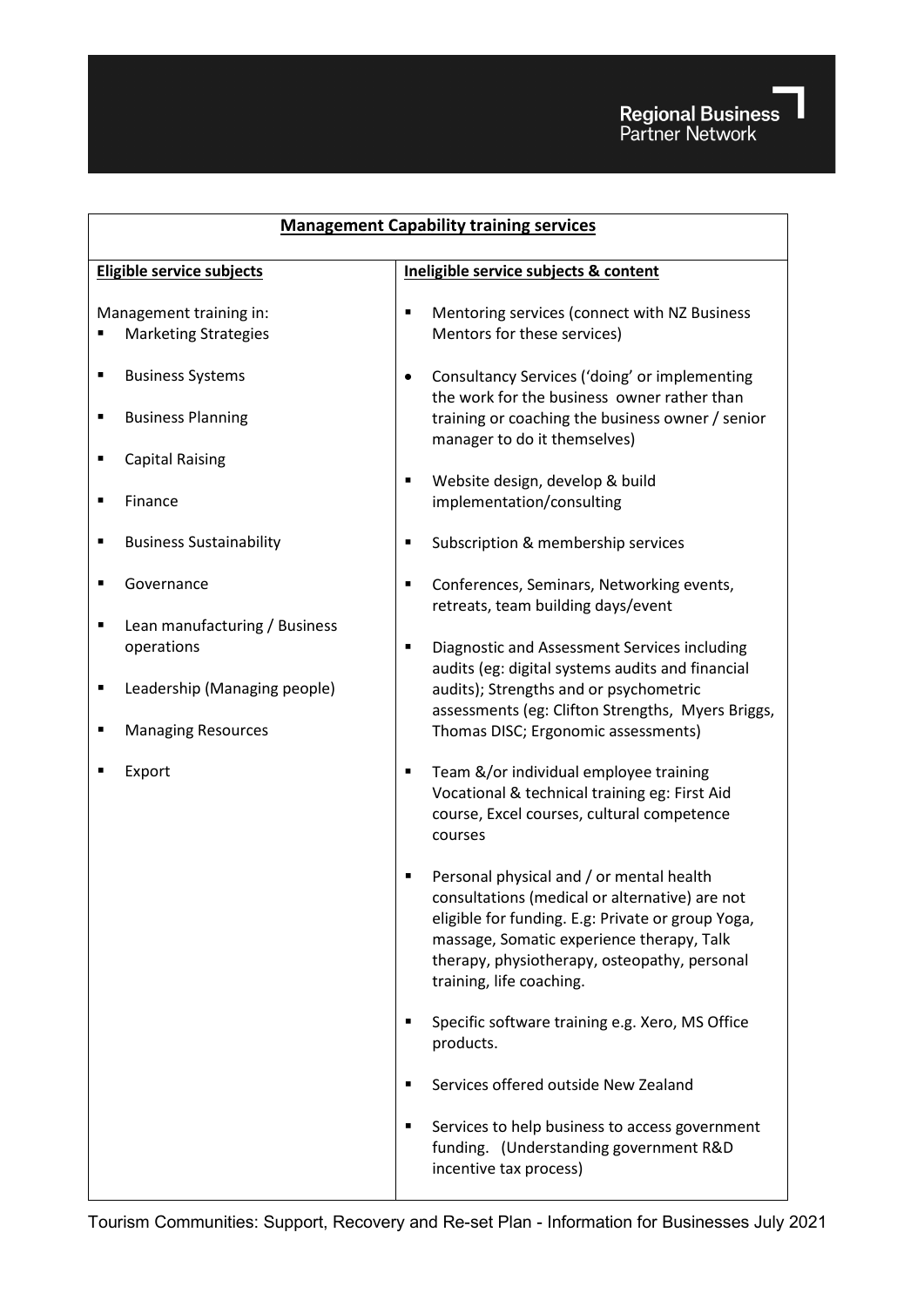## Management Capability training services

| Eligible service subjects | Ineligible service subjects & content |
|---|---|
| Management training in:<br>▪ Marketing Strategies<br>▪ Business Systems<br>▪ Business Planning<br>▪ Capital Raising<br>▪ Finance<br>▪ Business Sustainability<br>▪ Governance<br>▪ Lean manufacturing / Business operations<br>▪ Leadership (Managing people)<br>▪ Managing Resources<br>▪ Export | ▪ Mentoring services (connect with NZ Business Mentors for these services)<br>• Consultancy Services ('doing' or implementing the work for the business owner rather than training or coaching the business owner / senior manager to do it themselves)<br>▪ Website design, develop & build implementation/consulting<br>▪ Subscription & membership services<br>▪ Conferences, Seminars, Networking events, retreats, team building days/event<br>▪ Diagnostic and Assessment Services including audits (eg: digital systems audits and financial audits); Strengths and or psychometric assessments (eg: Clifton Strengths, Myers Briggs, Thomas DISC; Ergonomic assessments)<br>▪ Team &/or individual employee training Vocational & technical training eg: First Aid course, Excel courses, cultural competence courses<br>▪ Personal physical and / or mental health consultations (medical or alternative) are not eligible for funding. E.g: Private or group Yoga, massage, Somatic experience therapy, Talk therapy, physiotherapy, osteopathy, personal training, life coaching.<br>▪ Specific software training e.g. Xero, MS Office products.<br>▪ Services offered outside New Zealand<br>▪ Services to help business to access government funding. (Understanding government R&D incentive tax process) |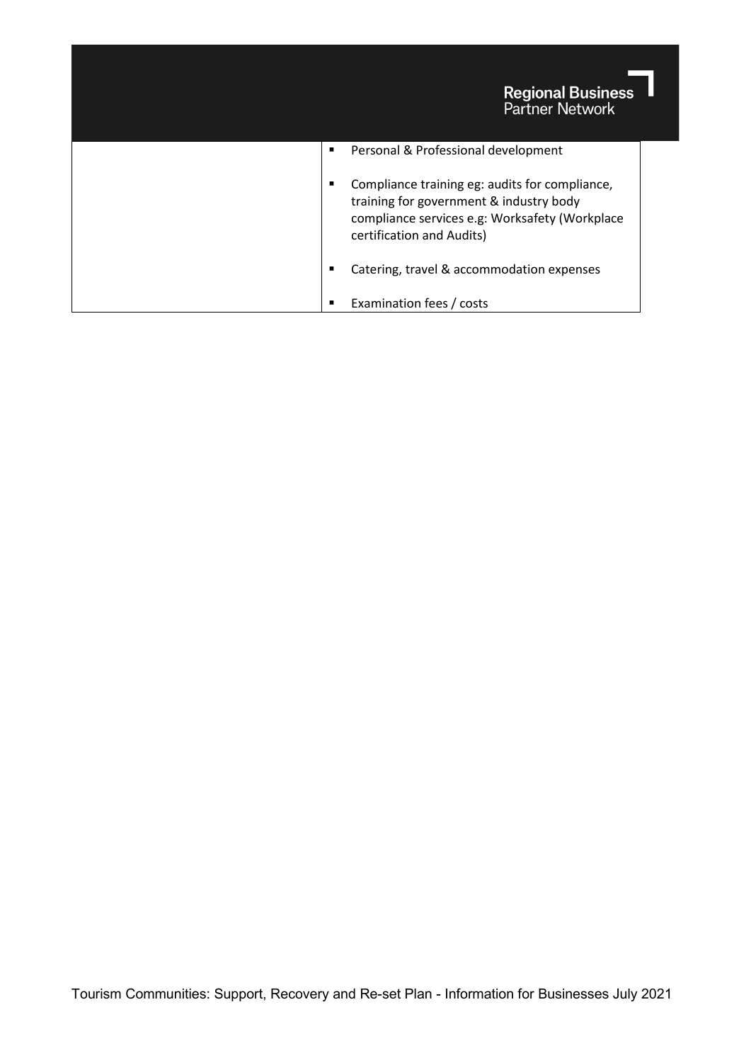| | |
|---|---|
| | ▪ Personal & Professional development<br><br>▪ Compliance training eg: audits for compliance, training for government & industry body compliance services e.g: Worksafety (Workplace certification and Audits)<br><br>▪ Catering, travel & accommodation expenses<br><br>▪ Examination fees / costs |